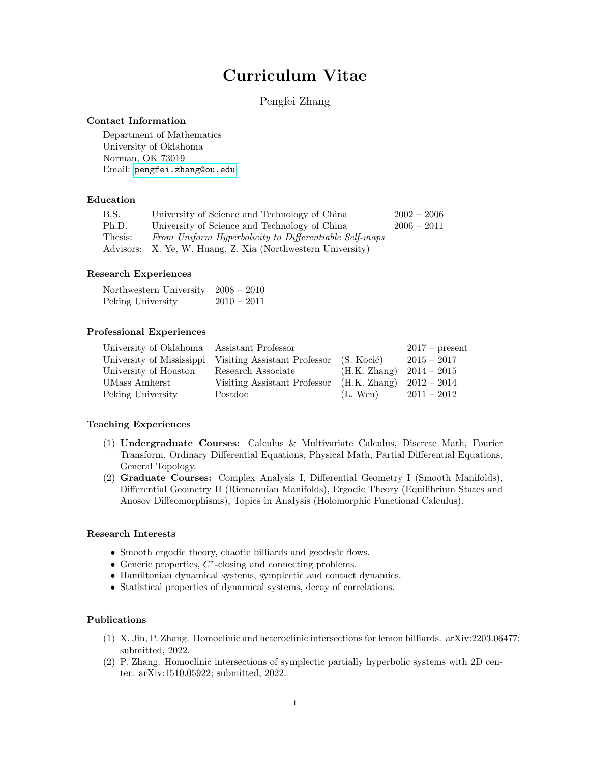# Curriculum Vitae

Pengfei Zhang

### Contact Information

Department of Mathematics
University of Oklahoma
Norman, OK 73019
Email: pengfei.zhang@ou.edu

### Education

| | | |
|---|---|---|
| B.S. | University of Science and Technology of China | 2002 – 2006 |
| Ph.D. | University of Science and Technology of China | 2006 – 2011 |
| Thesis: | *From Uniform Hyperbolicity to Differentiable Self-maps* | |
| Advisors: | X. Ye, W. Huang, Z. Xia (Northwestern University) | |

### Research Experiences

| | |
|---|---|
| Northwestern University | 2008 – 2010 |
| Peking University | 2010 – 2011 |

### Professional Experiences

| | | | |
|---|---|---|---|
| University of Oklahoma | Assistant Professor | | 2017 – present |
| University of Mississippi | Visiting Assistant Professor | (S. Kocić) | 2015 – 2017 |
| University of Houston | Research Associate | (H.K. Zhang) | 2014 – 2015 |
| UMass Amherst | Visiting Assistant Professor | (H.K. Zhang) | 2012 – 2014 |
| Peking University | Postdoc | (L. Wen) | 2011 – 2012 |

### Teaching Experiences

(1) **Undergraduate Courses:** Calculus & Multivariate Calculus, Discrete Math, Fourier Transform, Ordinary Differential Equations, Physical Math, Partial Differential Equations, General Topology.

(2) **Graduate Courses:** Complex Analysis I, Differential Geometry I (Smooth Manifolds), Differential Geometry II (Riemannian Manifolds), Ergodic Theory (Equilibrium States and Anosov Diffeomorphisms), Topics in Analysis (Holomorphic Functional Calculus).

### Research Interests

- Smooth ergodic theory, chaotic billiards and geodesic flows.
- Generic properties, $C^r$-closing and connecting problems.
- Hamiltonian dynamical systems, symplectic and contact dynamics.
- Statistical properties of dynamical systems, decay of correlations.

### Publications

(1) X. Jin, P. Zhang. Homoclinic and heteroclinic intersections for lemon billiards. arXiv:2203.06477; submitted, 2022.

(2) P. Zhang. Homoclinic intersections of symplectic partially hyperbolic systems with 2D center. arXiv:1510.05922; submitted, 2022.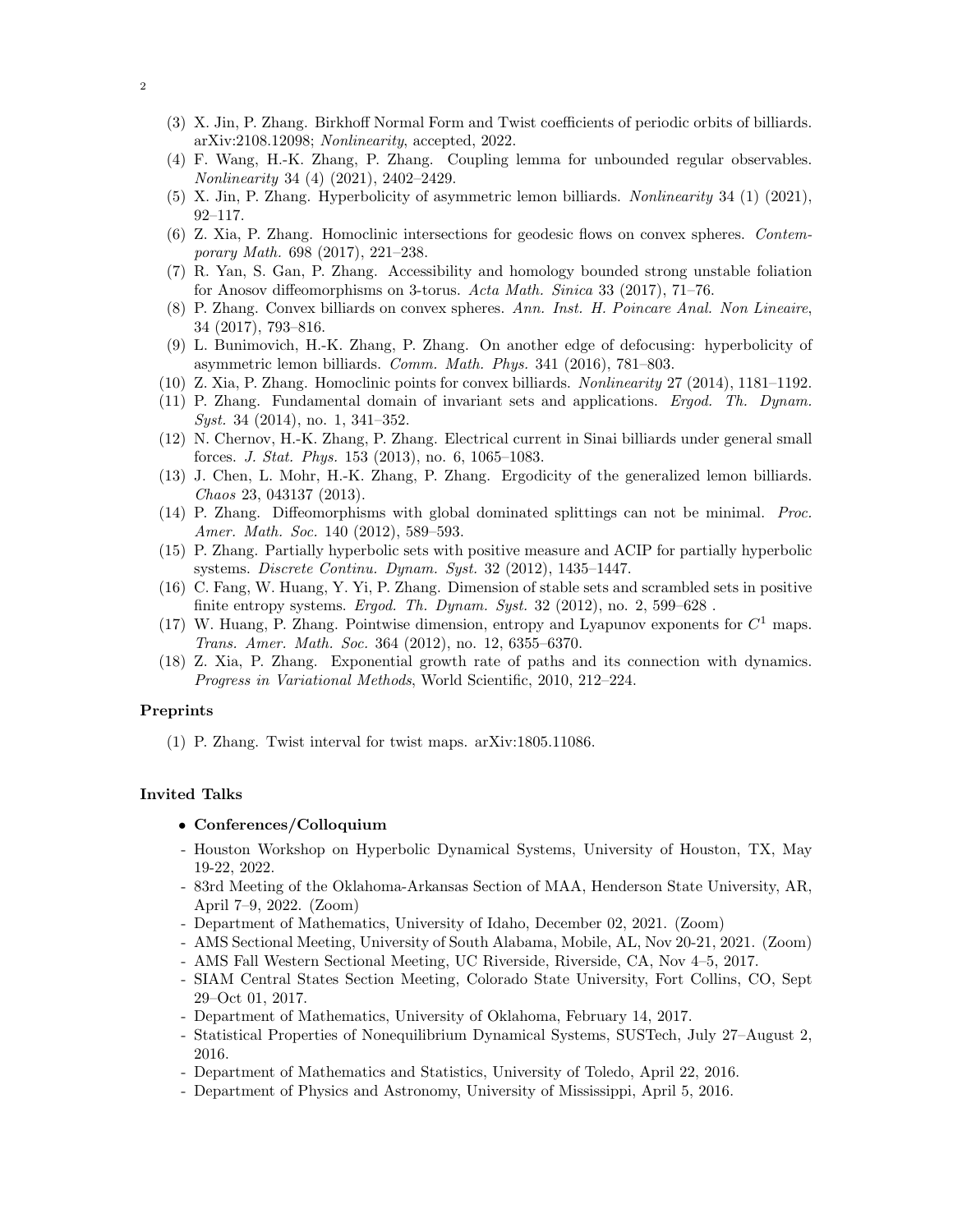(3) X. Jin, P. Zhang. Birkhoff Normal Form and Twist coefficients of periodic orbits of billiards. arXiv:2108.12098; *Nonlinearity*, accepted, 2022.

(4) F. Wang, H.-K. Zhang, P. Zhang. Coupling lemma for unbounded regular observables. *Nonlinearity* 34 (4) (2021), 2402–2429.

(5) X. Jin, P. Zhang. Hyperbolicity of asymmetric lemon billiards. *Nonlinearity* 34 (1) (2021), 92–117.

(6) Z. Xia, P. Zhang. Homoclinic intersections for geodesic flows on convex spheres. *Contemporary Math.* 698 (2017), 221–238.

(7) R. Yan, S. Gan, P. Zhang. Accessibility and homology bounded strong unstable foliation for Anosov diffeomorphisms on 3-torus. *Acta Math. Sinica* 33 (2017), 71–76.

(8) P. Zhang. Convex billiards on convex spheres. *Ann. Inst. H. Poincare Anal. Non Lineaire*, 34 (2017), 793–816.

(9) L. Bunimovich, H.-K. Zhang, P. Zhang. On another edge of defocusing: hyperbolicity of asymmetric lemon billiards. *Comm. Math. Phys.* 341 (2016), 781–803.

(10) Z. Xia, P. Zhang. Homoclinic points for convex billiards. *Nonlinearity* 27 (2014), 1181–1192.

(11) P. Zhang. Fundamental domain of invariant sets and applications. *Ergod. Th. Dynam. Syst.* 34 (2014), no. 1, 341–352.

(12) N. Chernov, H.-K. Zhang, P. Zhang. Electrical current in Sinai billiards under general small forces. *J. Stat. Phys.* 153 (2013), no. 6, 1065–1083.

(13) J. Chen, L. Mohr, H.-K. Zhang, P. Zhang. Ergodicity of the generalized lemon billiards. *Chaos* 23, 043137 (2013).

(14) P. Zhang. Diffeomorphisms with global dominated splittings can not be minimal. *Proc. Amer. Math. Soc.* 140 (2012), 589–593.

(15) P. Zhang. Partially hyperbolic sets with positive measure and ACIP for partially hyperbolic systems. *Discrete Continu. Dynam. Syst.* 32 (2012), 1435–1447.

(16) C. Fang, W. Huang, Y. Yi, P. Zhang. Dimension of stable sets and scrambled sets in positive finite entropy systems. *Ergod. Th. Dynam. Syst.* 32 (2012), no. 2, 599–628 .

(17) W. Huang, P. Zhang. Pointwise dimension, entropy and Lyapunov exponents for $C^1$ maps. *Trans. Amer. Math. Soc.* 364 (2012), no. 12, 6355–6370.

(18) Z. Xia, P. Zhang. Exponential growth rate of paths and its connection with dynamics. *Progress in Variational Methods*, World Scientific, 2010, 212–224.

### Preprints

(1) P. Zhang. Twist interval for twist maps. arXiv:1805.11086.

### Invited Talks

- **Conferences/Colloquium**

- Houston Workshop on Hyperbolic Dynamical Systems, University of Houston, TX, May 19-22, 2022.
- 83rd Meeting of the Oklahoma-Arkansas Section of MAA, Henderson State University, AR, April 7–9, 2022. (Zoom)
- Department of Mathematics, University of Idaho, December 02, 2021. (Zoom)
- AMS Sectional Meeting, University of South Alabama, Mobile, AL, Nov 20-21, 2021. (Zoom)
- AMS Fall Western Sectional Meeting, UC Riverside, Riverside, CA, Nov 4–5, 2017.
- SIAM Central States Section Meeting, Colorado State University, Fort Collins, CO, Sept 29–Oct 01, 2017.
- Department of Mathematics, University of Oklahoma, February 14, 2017.
- Statistical Properties of Nonequilibrium Dynamical Systems, SUSTech, July 27–August 2, 2016.
- Department of Mathematics and Statistics, University of Toledo, April 22, 2016.
- Department of Physics and Astronomy, University of Mississippi, April 5, 2016.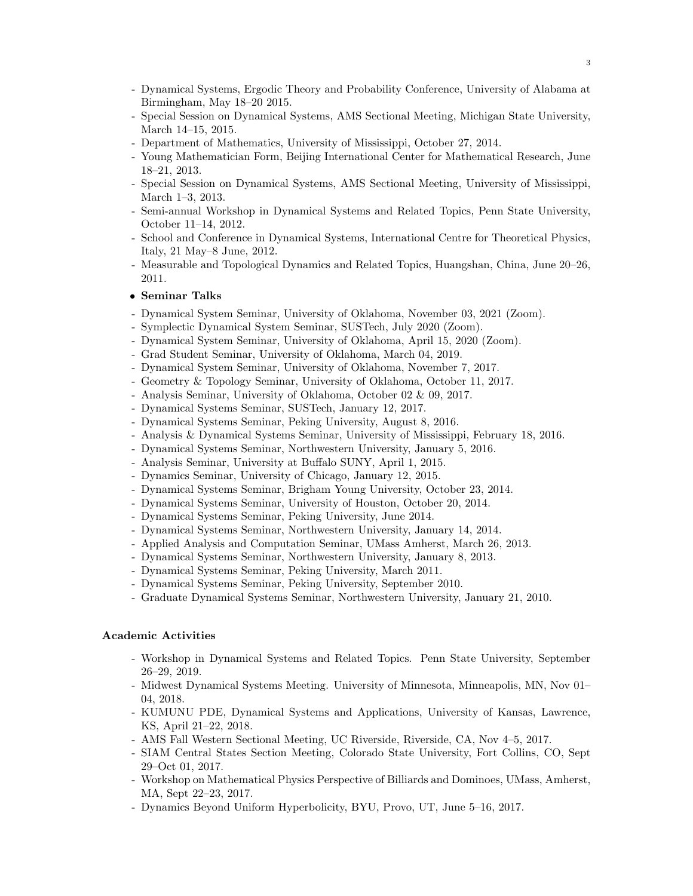- Dynamical Systems, Ergodic Theory and Probability Conference, University of Alabama at Birmingham, May 18–20 2015.
- Special Session on Dynamical Systems, AMS Sectional Meeting, Michigan State University, March 14–15, 2015.
- Department of Mathematics, University of Mississippi, October 27, 2014.
- Young Mathematician Form, Beijing International Center for Mathematical Research, June 18–21, 2013.
- Special Session on Dynamical Systems, AMS Sectional Meeting, University of Mississippi, March 1–3, 2013.
- Semi-annual Workshop in Dynamical Systems and Related Topics, Penn State University, October 11–14, 2012.
- School and Conference in Dynamical Systems, International Centre for Theoretical Physics, Italy, 21 May–8 June, 2012.
- Measurable and Topological Dynamics and Related Topics, Huangshan, China, June 20–26, 2011.

- **Seminar Talks**

- Dynamical System Seminar, University of Oklahoma, November 03, 2021 (Zoom).
- Symplectic Dynamical System Seminar, SUSTech, July 2020 (Zoom).
- Dynamical System Seminar, University of Oklahoma, April 15, 2020 (Zoom).
- Grad Student Seminar, University of Oklahoma, March 04, 2019.
- Dynamical System Seminar, University of Oklahoma, November 7, 2017.
- Geometry & Topology Seminar, University of Oklahoma, October 11, 2017.
- Analysis Seminar, University of Oklahoma, October 02 & 09, 2017.
- Dynamical Systems Seminar, SUSTech, January 12, 2017.
- Dynamical Systems Seminar, Peking University, August 8, 2016.
- Analysis & Dynamical Systems Seminar, University of Mississippi, February 18, 2016.
- Dynamical Systems Seminar, Northwestern University, January 5, 2016.
- Analysis Seminar, University at Buffalo SUNY, April 1, 2015.
- Dynamics Seminar, University of Chicago, January 12, 2015.
- Dynamical Systems Seminar, Brigham Young University, October 23, 2014.
- Dynamical Systems Seminar, University of Houston, October 20, 2014.
- Dynamical Systems Seminar, Peking University, June 2014.
- Dynamical Systems Seminar, Northwestern University, January 14, 2014.
- Applied Analysis and Computation Seminar, UMass Amherst, March 26, 2013.
- Dynamical Systems Seminar, Northwestern University, January 8, 2013.
- Dynamical Systems Seminar, Peking University, March 2011.
- Dynamical Systems Seminar, Peking University, September 2010.
- Graduate Dynamical Systems Seminar, Northwestern University, January 21, 2010.

**Academic Activities**

- Workshop in Dynamical Systems and Related Topics. Penn State University, September 26–29, 2019.
- Midwest Dynamical Systems Meeting. University of Minnesota, Minneapolis, MN, Nov 01–04, 2018.
- KUMUNU PDE, Dynamical Systems and Applications, University of Kansas, Lawrence, KS, April 21–22, 2018.
- AMS Fall Western Sectional Meeting, UC Riverside, Riverside, CA, Nov 4–5, 2017.
- SIAM Central States Section Meeting, Colorado State University, Fort Collins, CO, Sept 29–Oct 01, 2017.
- Workshop on Mathematical Physics Perspective of Billiards and Dominoes, UMass, Amherst, MA, Sept 22–23, 2017.
- Dynamics Beyond Uniform Hyperbolicity, BYU, Provo, UT, June 5–16, 2017.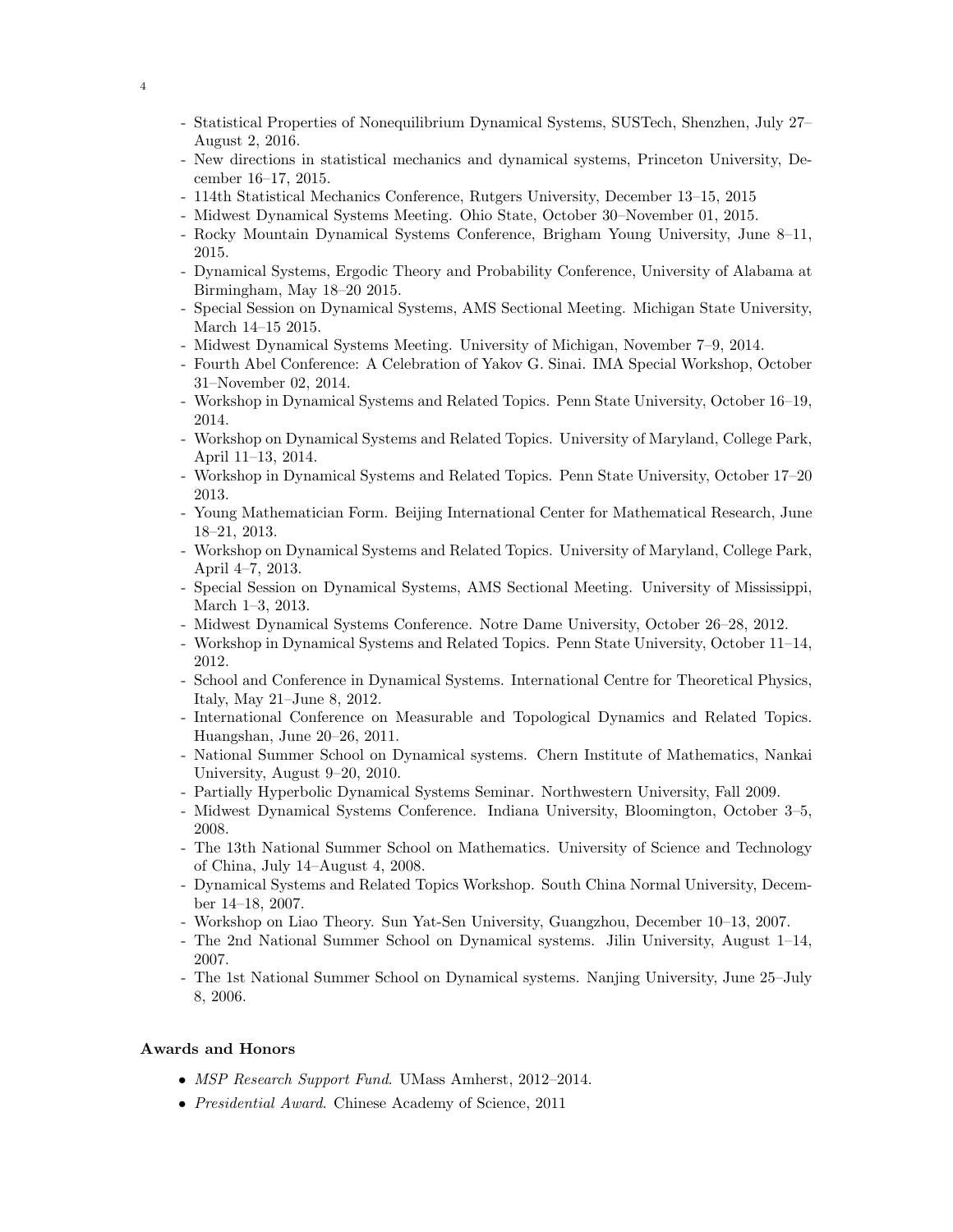- Statistical Properties of Nonequilibrium Dynamical Systems, SUSTech, Shenzhen, July 27–August 2, 2016.
- New directions in statistical mechanics and dynamical systems, Princeton University, December 16–17, 2015.
- 114th Statistical Mechanics Conference, Rutgers University, December 13–15, 2015
- Midwest Dynamical Systems Meeting. Ohio State, October 30–November 01, 2015.
- Rocky Mountain Dynamical Systems Conference, Brigham Young University, June 8–11, 2015.
- Dynamical Systems, Ergodic Theory and Probability Conference, University of Alabama at Birmingham, May 18–20 2015.
- Special Session on Dynamical Systems, AMS Sectional Meeting. Michigan State University, March 14–15 2015.
- Midwest Dynamical Systems Meeting. University of Michigan, November 7–9, 2014.
- Fourth Abel Conference: A Celebration of Yakov G. Sinai. IMA Special Workshop, October 31–November 02, 2014.
- Workshop in Dynamical Systems and Related Topics. Penn State University, October 16–19, 2014.
- Workshop on Dynamical Systems and Related Topics. University of Maryland, College Park, April 11–13, 2014.
- Workshop in Dynamical Systems and Related Topics. Penn State University, October 17–20 2013.
- Young Mathematician Form. Beijing International Center for Mathematical Research, June 18–21, 2013.
- Workshop on Dynamical Systems and Related Topics. University of Maryland, College Park, April 4–7, 2013.
- Special Session on Dynamical Systems, AMS Sectional Meeting. University of Mississippi, March 1–3, 2013.
- Midwest Dynamical Systems Conference. Notre Dame University, October 26–28, 2012.
- Workshop in Dynamical Systems and Related Topics. Penn State University, October 11–14, 2012.
- School and Conference in Dynamical Systems. International Centre for Theoretical Physics, Italy, May 21–June 8, 2012.
- International Conference on Measurable and Topological Dynamics and Related Topics. Huangshan, June 20–26, 2011.
- National Summer School on Dynamical systems. Chern Institute of Mathematics, Nankai University, August 9–20, 2010.
- Partially Hyperbolic Dynamical Systems Seminar. Northwestern University, Fall 2009.
- Midwest Dynamical Systems Conference. Indiana University, Bloomington, October 3–5, 2008.
- The 13th National Summer School on Mathematics. University of Science and Technology of China, July 14–August 4, 2008.
- Dynamical Systems and Related Topics Workshop. South China Normal University, December 14–18, 2007.
- Workshop on Liao Theory. Sun Yat-Sen University, Guangzhou, December 10–13, 2007.
- The 2nd National Summer School on Dynamical systems. Jilin University, August 1–14, 2007.
- The 1st National Summer School on Dynamical systems. Nanjing University, June 25–July 8, 2006.

### Awards and Honors

- *MSP Research Support Fund*. UMass Amherst, 2012–2014.
- *Presidential Award*. Chinese Academy of Science, 2011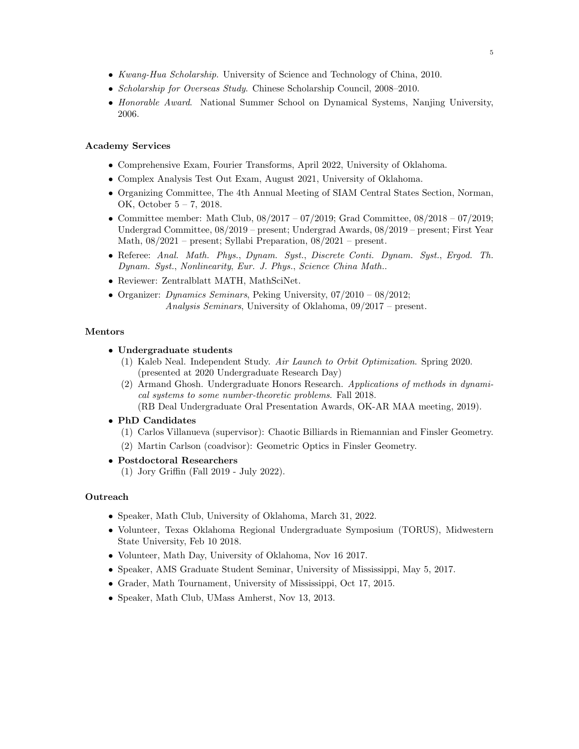- *Kwang-Hua Scholarship*. University of Science and Technology of China, 2010.
- *Scholarship for Overseas Study*. Chinese Scholarship Council, 2008–2010.
- *Honorable Award*. National Summer School on Dynamical Systems, Nanjing University, 2006.

### Academy Services

- Comprehensive Exam, Fourier Transforms, April 2022, University of Oklahoma.
- Complex Analysis Test Out Exam, August 2021, University of Oklahoma.
- Organizing Committee, The 4th Annual Meeting of SIAM Central States Section, Norman, OK, October 5 – 7, 2018.
- Committee member: Math Club, 08/2017 – 07/2019; Grad Committee, 08/2018 – 07/2019; Undergrad Committee, 08/2019 – present; Undergrad Awards, 08/2019 – present; First Year Math, 08/2021 – present; Syllabi Preparation, 08/2021 – present.
- Referee: *Anal. Math. Phys.*, *Dynam. Syst.*, *Discrete Conti. Dynam. Syst.*, *Ergod. Th. Dynam. Syst.*, *Nonlinearity*, *Eur. J. Phys.*, *Science China Math.*.
- Reviewer: Zentralblatt MATH, MathSciNet.
- Organizer: *Dynamics Seminars*, Peking University, 07/2010 – 08/2012;
  *Analysis Seminars*, University of Oklahoma, 09/2017 – present.

### Mentors

- **Undergraduate students**
  1. Kaleb Neal. Independent Study. *Air Launch to Orbit Optimization*. Spring 2020. (presented at 2020 Undergraduate Research Day)
  2. Armand Ghosh. Undergraduate Honors Research. *Applications of methods in dynamical systems to some number-theoretic problems*. Fall 2018. (RB Deal Undergraduate Oral Presentation Awards, OK-AR MAA meeting, 2019).
- **PhD Candidates**
  1. Carlos Villanueva (supervisor): Chaotic Billiards in Riemannian and Finsler Geometry.
  2. Martin Carlson (coadvisor): Geometric Optics in Finsler Geometry.
- **Postdoctoral Researchers**
  1. Jory Griffin (Fall 2019 - July 2022).

### Outreach

- Speaker, Math Club, University of Oklahoma, March 31, 2022.
- Volunteer, Texas Oklahoma Regional Undergraduate Symposium (TORUS), Midwestern State University, Feb 10 2018.
- Volunteer, Math Day, University of Oklahoma, Nov 16 2017.
- Speaker, AMS Graduate Student Seminar, University of Mississippi, May 5, 2017.
- Grader, Math Tournament, University of Mississippi, Oct 17, 2015.
- Speaker, Math Club, UMass Amherst, Nov 13, 2013.